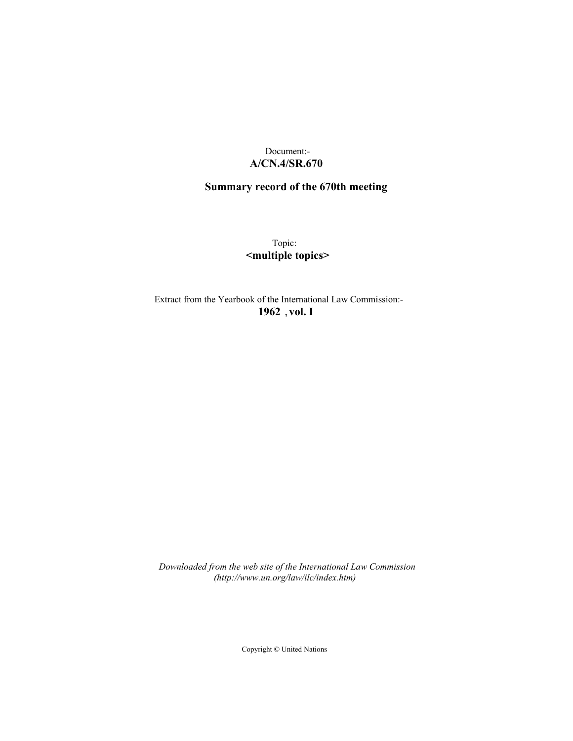Document:-
**A/CN.4/SR.670**

**Summary record of the 670th meeting**

Topic:
**<multiple topics>**

Extract from the Yearbook of the International Law Commission:-
**1962 , vol. I**

*Downloaded from the web site of the International Law Commission (http://www.un.org/law/ilc/index.htm)*

Copyright © United Nations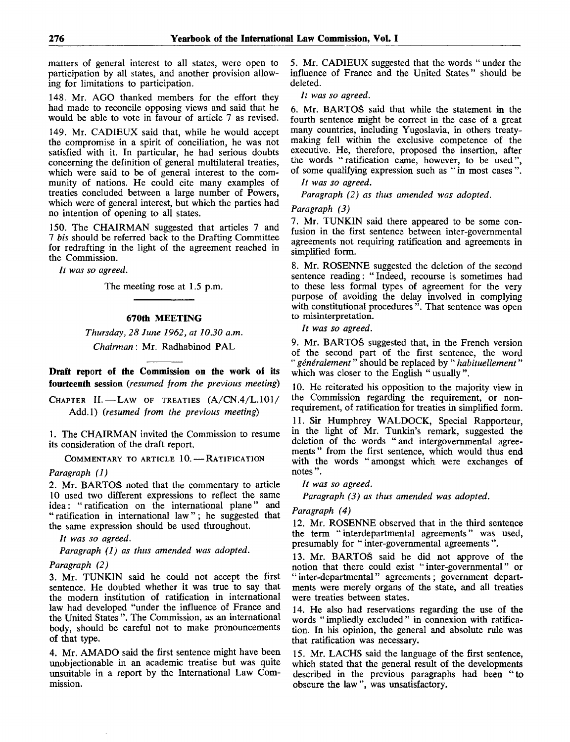matters of general interest to all states, were open to participation by all states, and another provision allowing for limitations to participation.

148. Mr. AGO thanked members for the effort they had made to reconcile opposing views and said that he would be able to vote in favour of article 7 as revised.

149. Mr. CADIEUX said that, while he would accept the compromise in a spirit of conciliation, he was not satisfied with it. In particular, he had serious doubts concerning the definition of general multilateral treaties, which were said to be of general interest to the community of nations. He could cite many examples of treaties concluded between a large number of Powers, which were of general interest, but which the parties had no intention of opening to all states.

150. The CHAIRMAN suggested that articles 7 and 7 *bis* should be referred back to the Drafting Committee for redrafting in the light of the agreement reached in the Commission.

*It was so agreed.*

The meeting rose at 1.5 p.m.

## 670th MEETING

*Thursday, 28 June 1962, at 10.30 a.m.*

*Chairman:* Mr. Radhabinod PAL

### Draft report of the Commission on the work of its fourteenth session (*resumed from the previous meeting*)

CHAPTER II.—LAW OF TREATIES (A/CN.4/L.101/Add.1) (*resumed from the previous meeting*)

1. The CHAIRMAN invited the Commission to resume its consideration of the draft report.

COMMENTARY TO ARTICLE 10.—RATIFICATION

*Paragraph (1)*

2. Mr. BARTOŠ noted that the commentary to article 10 used two different expressions to reflect the same idea: "ratification on the international plane" and "ratification in international law"; he suggested that the same expression should be used throughout.

*It was so agreed.*

*Paragraph (1) as thus amended was adopted.*

*Paragraph (2)*

3. Mr. TUNKIN said he could not accept the first sentence. He doubted whether it was true to say that the modern institution of ratification in international law had developed "under the influence of France and the United States". The Commission, as an international body, should be careful not to make pronouncements of that type.

4. Mr. AMADO said the first sentence might have been unobjectionable in an academic treatise but was quite unsuitable in a report by the International Law Commission.

5. Mr. CADIEUX suggested that the words "under the influence of France and the United States" should be deleted.

*It was so agreed.*

6. Mr. BARTOŠ said that while the statement in the fourth sentence might be correct in the case of a great many countries, including Yugoslavia, in others treaty-making fell within the exclusive competence of the executive. He, therefore, proposed the insertion, after the words "ratification came, however, to be used", of some qualifying expression such as "in most cases".

*It was so agreed.*

*Paragraph (2) as thus amended was adopted.*

*Paragraph (3)*

7. Mr. TUNKIN said there appeared to be some confusion in the first sentence between inter-governmental agreements not requiring ratification and agreements in simplified form.

8. Mr. ROSENNE suggested the deletion of the second sentence reading: "Indeed, recourse is sometimes had to these less formal types of agreement for the very purpose of avoiding the delay involved in complying with constitutional procedures". That sentence was open to misinterpretation.

*It was so agreed.*

9. Mr. BARTOŠ suggested that, in the French version of the second part of the first sentence, the word "*généralement*" should be replaced by "*habituellement*" which was closer to the English "usually".

10. He reiterated his opposition to the majority view in the Commission regarding the requirement, or non-requirement, of ratification for treaties in simplified form.

11. Sir Humphrey WALDOCK, Special Rapporteur, in the light of Mr. Tunkin's remark, suggested the deletion of the words "and intergovernmental agreements" from the first sentence, which would thus end with the words "amongst which were exchanges of notes".

*It was so agreed.*

*Paragraph (3) as thus amended was adopted.*

*Paragraph (4)*

12. Mr. ROSENNE observed that in the third sentence the term "interdepartmental agreements" was used, presumably for "inter-governmental agreements".

13. Mr. BARTOŠ said he did not approve of the notion that there could exist "inter-governmental" or "inter-departmental" agreements; government departments were merely organs of the state, and all treaties were treaties between states.

14. He also had reservations regarding the use of the words "impliedly excluded" in connexion with ratification. In his opinion, the general and absolute rule was that ratification was necessary.

15. Mr. LACHS said the language of the first sentence, which stated that the general result of the developments described in the previous paragraphs had been "to obscure the law", was unsatisfactory.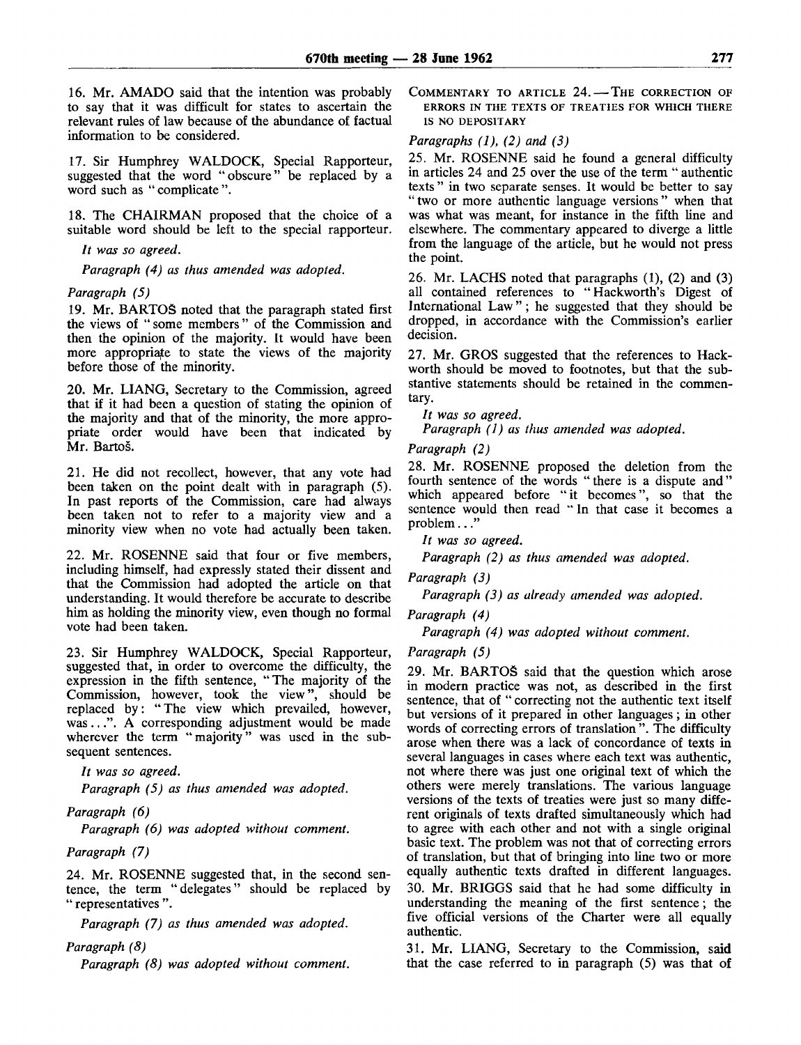16. Mr. AMADO said that the intention was probably to say that it was difficult for states to ascertain the relevant rules of law because of the abundance of factual information to be considered.

17. Sir Humphrey WALDOCK, Special Rapporteur, suggested that the word "obscure" be replaced by a word such as "complicate".

18. The CHAIRMAN proposed that the choice of a suitable word should be left to the special rapporteur.

*It was so agreed.*

*Paragraph (4) as thus amended was adopted.*

*Paragraph (5)*

19. Mr. BARTOŠ noted that the paragraph stated first the views of "some members" of the Commission and then the opinion of the majority. It would have been more appropriate to state the views of the majority before those of the minority.

20. Mr. LIANG, Secretary to the Commission, agreed that if it had been a question of stating the opinion of the majority and that of the minority, the more appropriate order would have been that indicated by Mr. Bartoš.

21. He did not recollect, however, that any vote had been taken on the point dealt with in paragraph (5). In past reports of the Commission, care had always been taken not to refer to a majority view and a minority view when no vote had actually been taken.

22. Mr. ROSENNE said that four or five members, including himself, had expressly stated their dissent and that the Commission had adopted the article on that understanding. It would therefore be accurate to describe him as holding the minority view, even though no formal vote had been taken.

23. Sir Humphrey WALDOCK, Special Rapporteur, suggested that, in order to overcome the difficulty, the expression in the fifth sentence, "The majority of the Commission, however, took the view", should be replaced by: "The view which prevailed, however, was...". A corresponding adjustment would be made wherever the term "majority" was used in the subsequent sentences.

*It was so agreed.*

*Paragraph (5) as thus amended was adopted.*

*Paragraph (6)*

*Paragraph (6) was adopted without comment.*

*Paragraph (7)*

24. Mr. ROSENNE suggested that, in the second sentence, the term "delegates" should be replaced by "representatives".

*Paragraph (7) as thus amended was adopted.*

*Paragraph (8)*

*Paragraph (8) was adopted without comment.*

COMMENTARY TO ARTICLE 24. — THE CORRECTION OF ERRORS IN THE TEXTS OF TREATIES FOR WHICH THERE IS NO DEPOSITARY

*Paragraphs (1), (2) and (3)*

25. Mr. ROSENNE said he found a general difficulty in articles 24 and 25 over the use of the term "authentic texts" in two separate senses. It would be better to say "two or more authentic language versions" when that was what was meant, for instance in the fifth line and elsewhere. The commentary appeared to diverge a little from the language of the article, but he would not press the point.

26. Mr. LACHS noted that paragraphs (1), (2) and (3) all contained references to "Hackworth's Digest of International Law"; he suggested that they should be dropped, in accordance with the Commission's earlier decision.

27. Mr. GROS suggested that the references to Hackworth should be moved to footnotes, but that the substantive statements should be retained in the commentary.

*It was so agreed.*

*Paragraph (1) as thus amended was adopted.*

*Paragraph (2)*

28. Mr. ROSENNE proposed the deletion from the fourth sentence of the words "there is a dispute and" which appeared before "it becomes", so that the sentence would then read "In that case it becomes a problem..."

*It was so agreed.*

*Paragraph (2) as thus amended was adopted.*

*Paragraph (3)*

*Paragraph (3) as already amended was adopted.*

*Paragraph (4)*

*Paragraph (4) was adopted without comment.*

*Paragraph (5)*

29. Mr. BARTOŠ said that the question which arose in modern practice was not, as described in the first sentence, that of "correcting not the authentic text itself but versions of it prepared in other languages; in other words of correcting errors of translation". The difficulty arose when there was a lack of concordance of texts in several languages in cases where each text was authentic, not where there was just one original text of which the others were merely translations. The various language versions of the texts of treaties were just so many different originals of texts drafted simultaneously which had to agree with each other and not with a single original basic text. The problem was not that of correcting errors of translation, but that of bringing into line two or more equally authentic texts drafted in different languages.

30. Mr. BRIGGS said that he had some difficulty in understanding the meaning of the first sentence; the five official versions of the Charter were all equally authentic.

31. Mr. LIANG, Secretary to the Commission, said that the case referred to in paragraph (5) was that of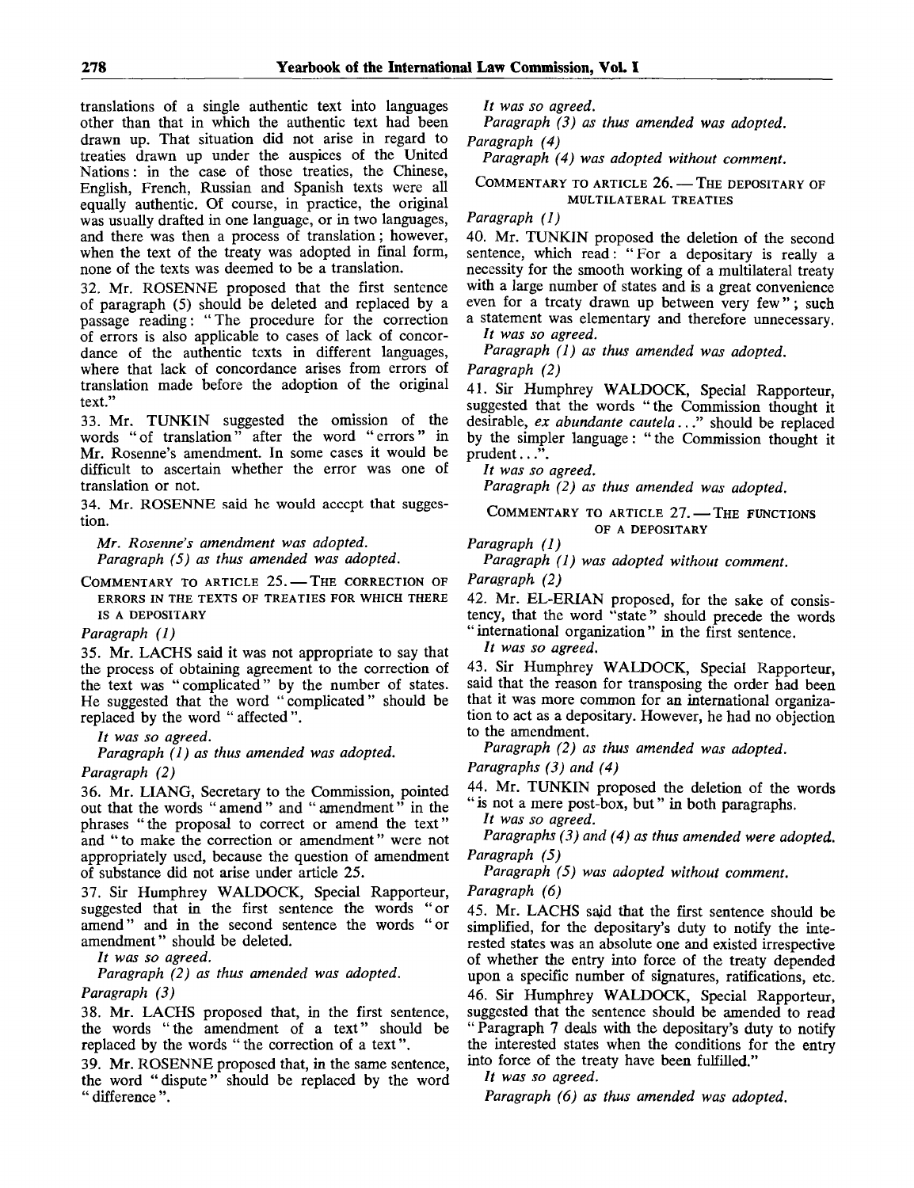translations of a single authentic text into languages other than that in which the authentic text had been drawn up. That situation did not arise in regard to treaties drawn up under the auspices of the United Nations: in the case of those treaties, the Chinese, English, French, Russian and Spanish texts were all equally authentic. Of course, in practice, the original was usually drafted in one language, or in two languages, and there was then a process of translation; however, when the text of the treaty was adopted in final form, none of the texts was deemed to be a translation.

32. Mr. ROSENNE proposed that the first sentence of paragraph (5) should be deleted and replaced by a passage reading: "The procedure for the correction of errors is also applicable to cases of lack of concordance of the authentic texts in different languages, where that lack of concordance arises from errors of translation made before the adoption of the original text."

33. Mr. TUNKIN suggested the omission of the words "of translation" after the word "errors" in Mr. Rosenne's amendment. In some cases it would be difficult to ascertain whether the error was one of translation or not.

34. Mr. ROSENNE said he would accept that suggestion.

*Mr. Rosenne's amendment was adopted.*

*Paragraph (5) as thus amended was adopted.*

### Commentary to article 25. — The correction of errors in the texts of treaties for which there is a depositary

*Paragraph (1)*

35. Mr. LACHS said it was not appropriate to say that the process of obtaining agreement to the correction of the text was "complicated" by the number of states. He suggested that the word "complicated" should be replaced by the word "affected".

*It was so agreed.*

*Paragraph (1) as thus amended was adopted.*

*Paragraph (2)*

36. Mr. LIANG, Secretary to the Commission, pointed out that the words "amend" and "amendment" in the phrases "the proposal to correct or amend the text" and "to make the correction or amendment" were not appropriately used, because the question of amendment of substance did not arise under article 25.

37. Sir Humphrey WALDOCK, Special Rapporteur, suggested that in the first sentence the words "or amend" and in the second sentence the words "or amendment" should be deleted.

*It was so agreed.*

*Paragraph (2) as thus amended was adopted.*

*Paragraph (3)*

38. Mr. LACHS proposed that, in the first sentence, the words "the amendment of a text" should be replaced by the words "the correction of a text".

39. Mr. ROSENNE proposed that, in the same sentence, the word "dispute" should be replaced by the word "difference".

*It was so agreed.*

*Paragraph (3) as thus amended was adopted.*

*Paragraph (4)*

*Paragraph (4) was adopted without comment.*

### Commentary to article 26. — The depositary of multilateral treaties

*Paragraph (1)*

40. Mr. TUNKIN proposed the deletion of the second sentence, which read: "For a depositary is really a necessity for the smooth working of a multilateral treaty with a large number of states and is a great convenience even for a treaty drawn up between very few"; such a statement was elementary and therefore unnecessary.

*It was so agreed.*

*Paragraph (1) as thus amended was adopted.*

*Paragraph (2)*

41. Sir Humphrey WALDOCK, Special Rapporteur, suggested that the words "the Commission thought it desirable, *ex abundante cautela*..." should be replaced by the simpler language: "the Commission thought it prudent...".

*It was so agreed.*

*Paragraph (2) as thus amended was adopted.*

### Commentary to article 27. — The functions of a depositary

*Paragraph (1)*

*Paragraph (1) was adopted without comment.*

*Paragraph (2)*

42. Mr. EL-ERIAN proposed, for the sake of consistency, that the word "state" should precede the words "international organization" in the first sentence.

*It was so agreed.*

43. Sir Humphrey WALDOCK, Special Rapporteur, said that the reason for transposing the order had been that it was more common for an international organization to act as a depositary. However, he had no objection to the amendment.

*Paragraph (2) as thus amended was adopted.*

*Paragraphs (3) and (4)*

44. Mr. TUNKIN proposed the deletion of the words "is not a mere post-box, but" in both paragraphs.

*It was so agreed.*

*Paragraphs (3) and (4) as thus amended were adopted.*

*Paragraph (5)*

*Paragraph (5) was adopted without comment.*

*Paragraph (6)*

45. Mr. LACHS said that the first sentence should be simplified, for the depositary's duty to notify the interested states was an absolute one and existed irrespective of whether the entry into force of the treaty depended upon a specific number of signatures, ratifications, etc.

46. Sir Humphrey WALDOCK, Special Rapporteur, suggested that the sentence should be amended to read "Paragraph 7 deals with the depositary's duty to notify the interested states when the conditions for the entry into force of the treaty have been fulfilled."

*It was so agreed.*

*Paragraph (6) as thus amended was adopted.*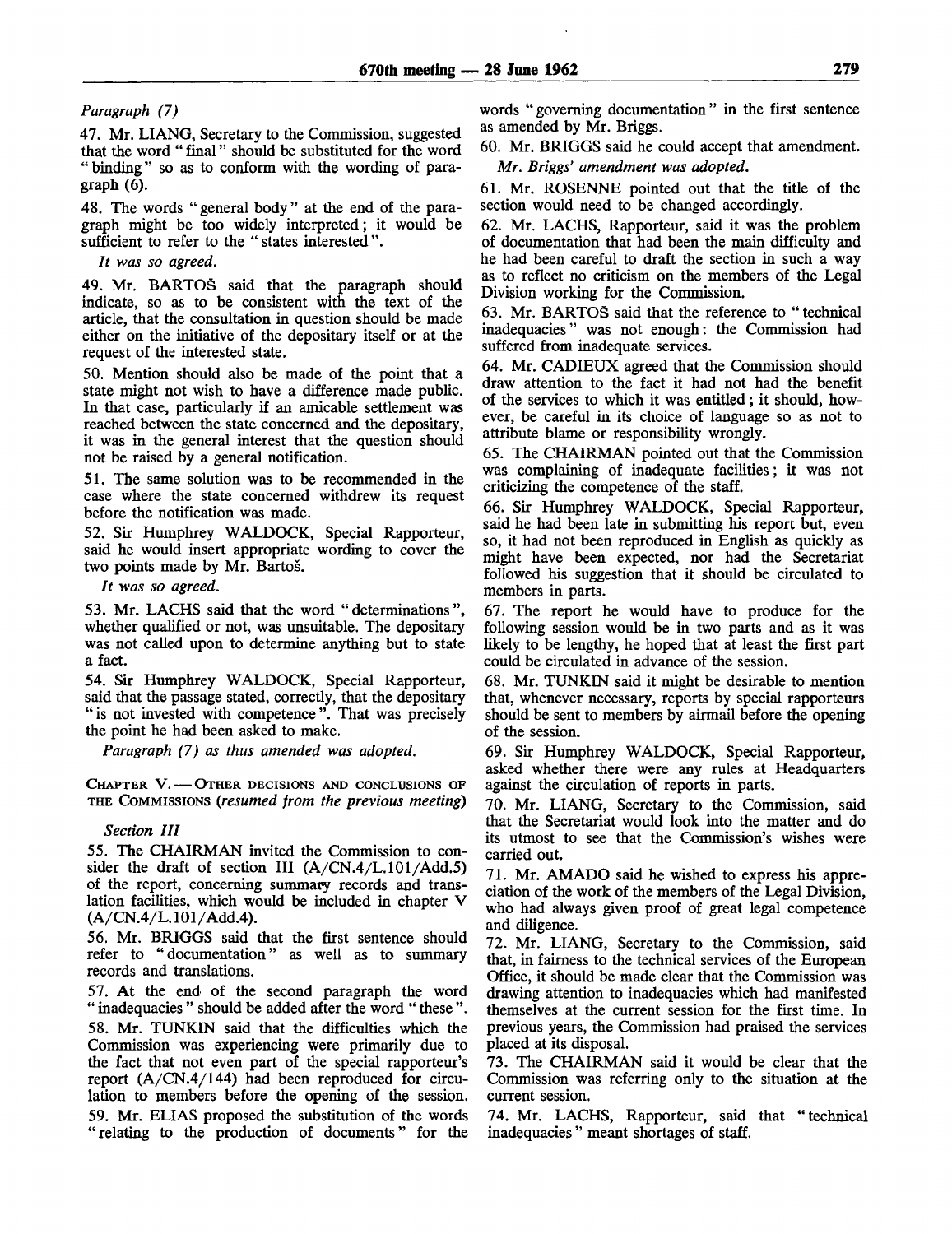*Paragraph (7)*

47. Mr. LIANG, Secretary to the Commission, suggested that the word "final" should be substituted for the word "binding" so as to conform with the wording of paragraph (6).

48. The words "general body" at the end of the paragraph might be too widely interpreted; it would be sufficient to refer to the "states interested".

*It was so agreed.*

49. Mr. BARTOŠ said that the paragraph should indicate, so as to be consistent with the text of the article, that the consultation in question should be made either on the initiative of the depositary itself or at the request of the interested state.

50. Mention should also be made of the point that a state might not wish to have a difference made public. In that case, particularly if an amicable settlement was reached between the state concerned and the depositary, it was in the general interest that the question should not be raised by a general notification.

51. The same solution was to be recommended in the case where the state concerned withdrew its request before the notification was made.

52. Sir Humphrey WALDOCK, Special Rapporteur, said he would insert appropriate wording to cover the two points made by Mr. Bartoš.

*It was so agreed.*

53. Mr. LACHS said that the word "determinations", whether qualified or not, was unsuitable. The depositary was not called upon to determine anything but to state a fact.

54. Sir Humphrey WALDOCK, Special Rapporteur, said that the passage stated, correctly, that the depositary "is not invested with competence". That was precisely the point he had been asked to make.

*Paragraph (7) as thus amended was adopted.*

CHAPTER V. — OTHER DECISIONS AND CONCLUSIONS OF THE COMMISSIONS (*resumed from the previous meeting*)

*Section III*

55. The CHAIRMAN invited the Commission to consider the draft of section III (A/CN.4/L.101/Add.5) of the report, concerning summary records and translation facilities, which would be included in chapter V (A/CN.4/L.101/Add.4).

56. Mr. BRIGGS said that the first sentence should refer to "documentation" as well as to summary records and translations.

57. At the end of the second paragraph the word "inadequacies" should be added after the word "these".

58. Mr. TUNKIN said that the difficulties which the Commission was experiencing were primarily due to the fact that not even part of the special rapporteur's report (A/CN.4/144) had been reproduced for circulation to members before the opening of the session.

59. Mr. ELIAS proposed the substitution of the words "relating to the production of documents" for the words "governing documentation" in the first sentence as amended by Mr. Briggs.

60. Mr. BRIGGS said he could accept that amendment.

*Mr. Briggs' amendment was adopted.*

61. Mr. ROSENNE pointed out that the title of the section would need to be changed accordingly.

62. Mr. LACHS, Rapporteur, said it was the problem of documentation that had been the main difficulty and he had been careful to draft the section in such a way as to reflect no criticism on the members of the Legal Division working for the Commission.

63. Mr. BARTOŠ said that the reference to "technical inadequacies" was not enough: the Commission had suffered from inadequate services.

64. Mr. CADIEUX agreed that the Commission should draw attention to the fact it had not had the benefit of the services to which it was entitled; it should, however, be careful in its choice of language so as not to attribute blame or responsibility wrongly.

65. The CHAIRMAN pointed out that the Commission was complaining of inadequate facilities; it was not criticizing the competence of the staff.

66. Sir Humphrey WALDOCK, Special Rapporteur, said he had been late in submitting his report but, even so, it had not been reproduced in English as quickly as might have been expected, nor had the Secretariat followed his suggestion that it should be circulated to members in parts.

67. The report he would have to produce for the following session would be in two parts and as it was likely to be lengthy, he hoped that at least the first part could be circulated in advance of the session.

68. Mr. TUNKIN said it might be desirable to mention that, whenever necessary, reports by special rapporteurs should be sent to members by airmail before the opening of the session.

69. Sir Humphrey WALDOCK, Special Rapporteur, asked whether there were any rules at Headquarters against the circulation of reports in parts.

70. Mr. LIANG, Secretary to the Commission, said that the Secretariat would look into the matter and do its utmost to see that the Commission's wishes were carried out.

71. Mr. AMADO said he wished to express his appreciation of the work of the members of the Legal Division, who had always given proof of great legal competence and diligence.

72. Mr. LIANG, Secretary to the Commission, said that, in fairness to the technical services of the European Office, it should be made clear that the Commission was drawing attention to inadequacies which had manifested themselves at the current session for the first time. In previous years, the Commission had praised the services placed at its disposal.

73. The CHAIRMAN said it would be clear that the Commission was referring only to the situation at the current session.

74. Mr. LACHS, Rapporteur, said that "technical inadequacies" meant shortages of staff.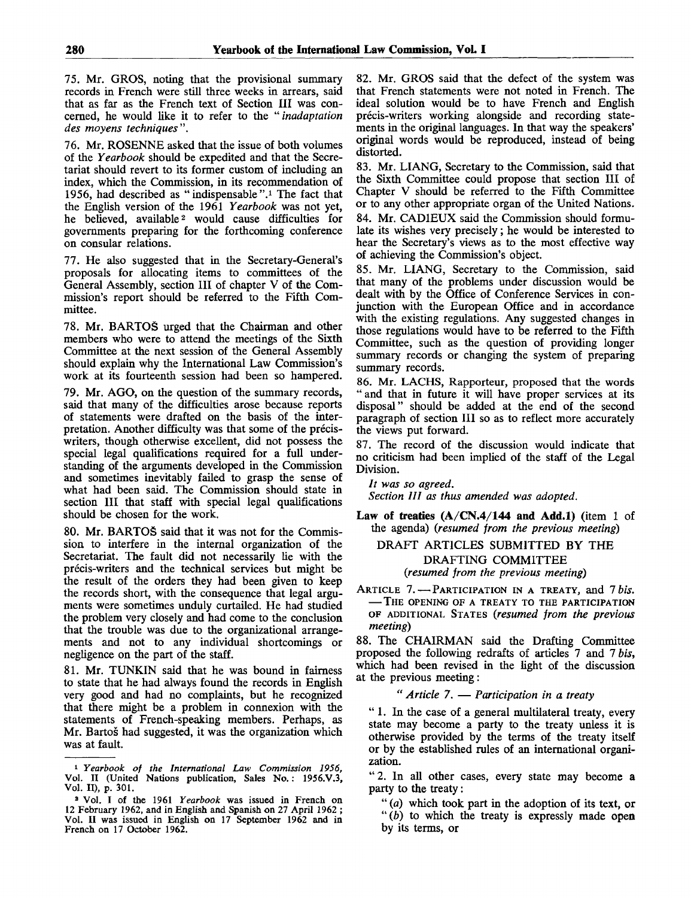75. Mr. GROS, noting that the provisional summary records in French were still three weeks in arrears, said that as far as the French text of Section III was concerned, he would like it to refer to the "*inadaptation des moyens techniques*".

76. Mr. ROSENNE asked that the issue of both volumes of the *Yearbook* should be expedited and that the Secretariat should revert to its former custom of including an index, which the Commission, in its recommendation of 1956, had described as "indispensable".[1] The fact that the English version of the 1961 *Yearbook* was not yet, he believed, available[2] would cause difficulties for governments preparing for the forthcoming conference on consular relations.

77. He also suggested that in the Secretary-General's proposals for allocating items to committees of the General Assembly, section III of chapter V of the Commission's report should be referred to the Fifth Committee.

78. Mr. BARTOŠ urged that the Chairman and other members who were to attend the meetings of the Sixth Committee at the next session of the General Assembly should explain why the International Law Commission's work at its fourteenth session had been so hampered.

79. Mr. AGO, on the question of the summary records, said that many of the difficulties arose because reports of statements were drafted on the basis of the interpretation. Another difficulty was that some of the précis-writers, though otherwise excellent, did not possess the special legal qualifications required for a full understanding of the arguments developed in the Commission and sometimes inevitably failed to grasp the sense of what had been said. The Commission should state in section III that staff with special legal qualifications should be chosen for the work.

80. Mr. BARTOŠ said that it was not for the Commission to interfere in the internal organization of the Secretariat. The fault did not necessarily lie with the précis-writers and the technical services but might be the result of the orders they had been given to keep the records short, with the consequence that legal arguments were sometimes unduly curtailed. He had studied the problem very closely and had come to the conclusion that the trouble was due to the organizational arrangements and not to any individual shortcomings or negligence on the part of the staff.

81. Mr. TUNKIN said that he was bound in fairness to state that he had always found the records in English very good and had no complaints, but he recognized that there might be a problem in connexion with the statements of French-speaking members. Perhaps, as Mr. Bartoš had suggested, it was the organization which was at fault.

[1] *Yearbook of the International Law Commission 1956*, Vol. II (United Nations publication, Sales No.: 1956.V.3, Vol. II), p. 301.

[2] Vol. I of the 1961 *Yearbook* was issued in French on 12 February 1962, and in English and Spanish on 27 April 1962; Vol. II was issued in English on 17 September 1962 and in French on 17 October 1962.

82. Mr. GROS said that the defect of the system was that French statements were not noted in French. The ideal solution would be to have French and English précis-writers working alongside and recording statements in the original languages. In that way the speakers' original words would be reproduced, instead of being distorted.

83. Mr. LIANG, Secretary to the Commission, said that the Sixth Committee could propose that section III of Chapter V should be referred to the Fifth Committee or to any other appropriate organ of the United Nations.

84. Mr. CADIEUX said the Commission should formulate its wishes very precisely; he would be interested to hear the Secretary's views as to the most effective way of achieving the Commission's object.

85. Mr. LIANG, Secretary to the Commission, said that many of the problems under discussion would be dealt with by the Office of Conference Services in conjunction with the European Office and in accordance with the existing regulations. Any suggested changes in those regulations would have to be referred to the Fifth Committee, such as the question of providing longer summary records or changing the system of preparing summary records.

86. Mr. LACHS, Rapporteur, proposed that the words "and that in future it will have proper services at its disposal" should be added at the end of the second paragraph of section III so as to reflect more accurately the views put forward.

87. The record of the discussion would indicate that no criticism had been implied of the staff of the Legal Division.

*It was so agreed.*

*Section III as thus amended was adopted.*

**Law of treaties (A/CN.4/144 and Add.1)** (item 1 of the agenda) (*resumed from the previous meeting*)

## DRAFT ARTICLES SUBMITTED BY THE DRAFTING COMMITTEE

(*resumed from the previous meeting*)

ARTICLE 7. — PARTICIPATION IN A TREATY, and 7 *bis*. — THE OPENING OF A TREATY TO THE PARTICIPATION OF ADDITIONAL STATES (*resumed from the previous meeting*)

88. The CHAIRMAN said the Drafting Committee proposed the following redrafts of articles 7 and 7 *bis*, which had been revised in the light of the discussion at the previous meeting:

"*Article 7. — Participation in a treaty*

"1. In the case of a general multilateral treaty, every state may become a party to the treaty unless it is otherwise provided by the terms of the treaty itself or by the established rules of an international organization.

"2. In all other cases, every state may become a party to the treaty:

"(*a*) which took part in the adoption of its text, or

"(*b*) to which the treaty is expressly made open by its terms, or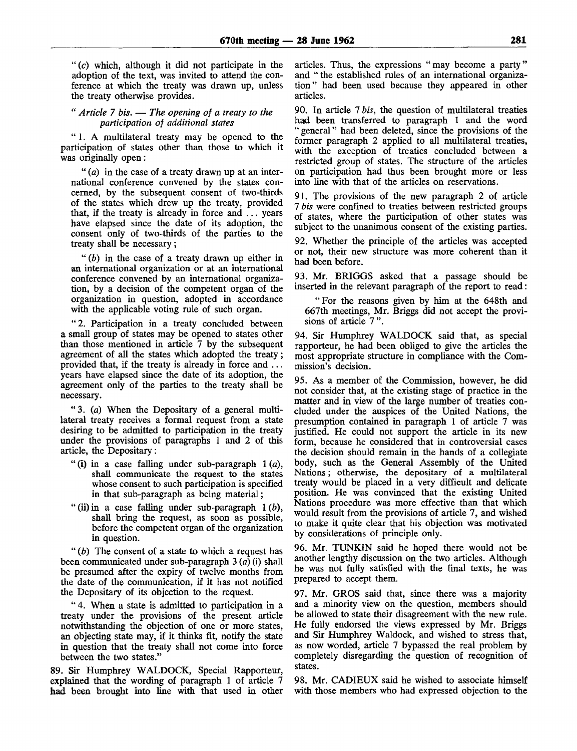"(c) which, although it did not participate in the adoption of the text, was invited to attend the conference at which the treaty was drawn up, unless the treaty otherwise provides.

"*Article 7 bis. — The opening of a treaty to the participation of additional states*

"1. A multilateral treaty may be opened to the participation of states other than those to which it was originally open:

"(a) in the case of a treaty drawn up at an international conference convened by the states concerned, by the subsequent consent of two-thirds of the states which drew up the treaty, provided that, if the treaty is already in force and ... years have elapsed since the date of its adoption, the consent only of two-thirds of the parties to the treaty shall be necessary;

"(b) in the case of a treaty drawn up either in an international organization or at an international conference convened by an international organization, by a decision of the competent organ of the organization in question, adopted in accordance with the applicable voting rule of such organ.

"2. Participation in a treaty concluded between a small group of states may be opened to states other than those mentioned in article 7 by the subsequent agreement of all the states which adopted the treaty; provided that, if the treaty is already in force and ... years have elapsed since the date of its adoption, the agreement only of the parties to the treaty shall be necessary.

"3. (a) When the Depositary of a general multilateral treaty receives a formal request from a state desiring to be admitted to participation in the treaty under the provisions of paragraphs 1 and 2 of this article, the Depositary:

"(i) in a case falling under sub-paragraph 1 (a), shall communicate the request to the states whose consent to such participation is specified in that sub-paragraph as being material;

"(ii) in a case falling under sub-paragraph 1 (b), shall bring the request, as soon as possible, before the competent organ of the organization in question.

"(b) The consent of a state to which a request has been communicated under sub-paragraph 3 (a) (i) shall be presumed after the expiry of twelve months from the date of the communication, if it has not notified the Depositary of its objection to the request.

"4. When a state is admitted to participation in a treaty under the provisions of the present article notwithstanding the objection of one or more states, an objecting state may, if it thinks fit, notify the state in question that the treaty shall not come into force between the two states."

89. Sir Humphrey WALDOCK, Special Rapporteur, explained that the wording of paragraph 1 of article 7 had been brought into line with that used in other articles. Thus, the expressions "may become a party" and "the established rules of an international organization" had been used because they appeared in other articles.

90. In article 7 *bis*, the question of multilateral treaties had been transferred to paragraph 1 and the word "general" had been deleted, since the provisions of the former paragraph 2 applied to all multilateral treaties, with the exception of treaties concluded between a restricted group of states. The structure of the articles on participation had thus been brought more or less into line with that of the articles on reservations.

91. The provisions of the new paragraph 2 of article 7 *bis* were confined to treaties between restricted groups of states, where the participation of other states was subject to the unanimous consent of the existing parties.

92. Whether the principle of the articles was accepted or not, their new structure was more coherent than it had been before.

93. Mr. BRIGGS asked that a passage should be inserted in the relevant paragraph of the report to read:

"For the reasons given by him at the 648th and 667th meetings, Mr. Briggs did not accept the provisions of article 7".

94. Sir Humphrey WALDOCK said that, as special rapporteur, he had been obliged to give the articles the most appropriate structure in compliance with the Commission's decision.

95. As a member of the Commission, however, he did not consider that, at the existing stage of practice in the matter and in view of the large number of treaties concluded under the auspices of the United Nations, the presumption contained in paragraph 1 of article 7 was justified. He could not support the article in its new form, because he considered that in controversial cases the decision should remain in the hands of a collegiate body, such as the General Assembly of the United Nations; otherwise, the depositary of a multilateral treaty would be placed in a very difficult and delicate position. He was convinced that the existing United Nations procedure was more effective than that which would result from the provisions of article 7, and wished to make it quite clear that his objection was motivated by considerations of principle only.

96. Mr. TUNKIN said he hoped there would not be another lengthy discussion on the two articles. Although he was not fully satisfied with the final texts, he was prepared to accept them.

97. Mr. GROS said that, since there was a majority and a minority view on the question, members should be allowed to state their disagreement with the new rule. He fully endorsed the views expressed by Mr. Briggs and Sir Humphrey Waldock, and wished to stress that, as now worded, article 7 bypassed the real problem by completely disregarding the question of recognition of states.

98. Mr. CADIEUX said he wished to associate himself with those members who had expressed objection to the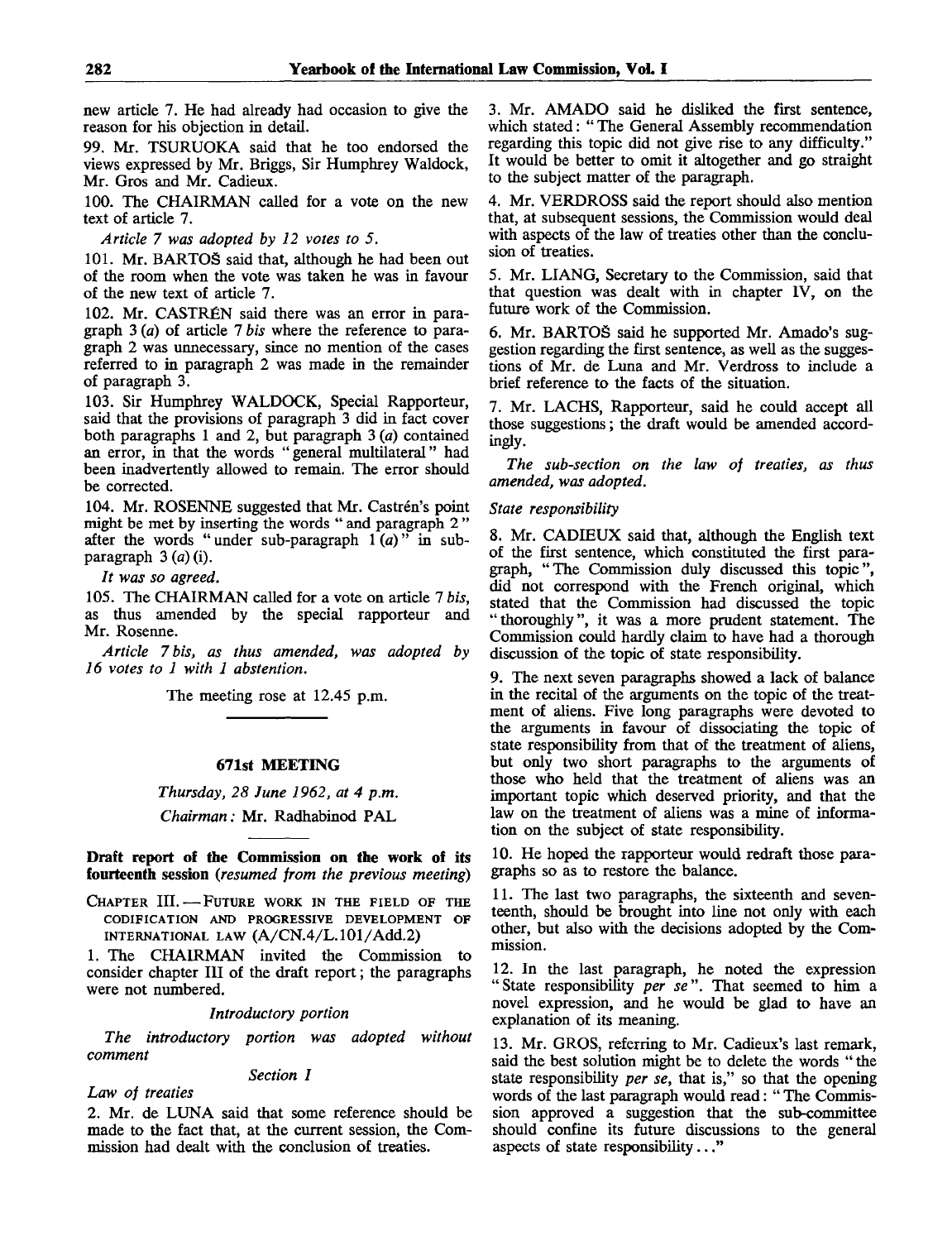new article 7. He had already had occasion to give the reason for his objection in detail.

99. Mr. TSURUOKA said that he too endorsed the views expressed by Mr. Briggs, Sir Humphrey Waldock, Mr. Gros and Mr. Cadieux.

100. The CHAIRMAN called for a vote on the new text of article 7.

*Article 7 was adopted by 12 votes to 5.*

101. Mr. BARTOŠ said that, although he had been out of the room when the vote was taken he was in favour of the new text of article 7.

102. Mr. CASTRÉN said there was an error in paragraph 3 (*a*) of article 7 *bis* where the reference to paragraph 2 was unnecessary, since no mention of the cases referred to in paragraph 2 was made in the remainder of paragraph 3.

103. Sir Humphrey WALDOCK, Special Rapporteur, said that the provisions of paragraph 3 did in fact cover both paragraphs 1 and 2, but paragraph 3 (*a*) contained an error, in that the words "general multilateral" had been inadvertently allowed to remain. The error should be corrected.

104. Mr. ROSENNE suggested that Mr. Castrén's point might be met by inserting the words "and paragraph 2" after the words "under sub-paragraph 1 (*a*)" in sub-paragraph 3 (*a*) (i).

*It was so agreed.*

105. The CHAIRMAN called for a vote on article 7 *bis*, as thus amended by the special rapporteur and Mr. Rosenne.

*Article 7 bis, as thus amended, was adopted by 16 votes to 1 with 1 abstention.*

The meeting rose at 12.45 p.m.

## 671st MEETING

*Thursday, 28 June 1962, at 4 p.m.*

*Chairman:* Mr. Radhabinod PAL

### Draft report of the Commission on the work of its fourteenth session (*resumed from the previous meeting*)

CHAPTER III. — FUTURE WORK IN THE FIELD OF THE CODIFICATION AND PROGRESSIVE DEVELOPMENT OF INTERNATIONAL LAW (A/CN.4/L.101/Add.2)

1. The CHAIRMAN invited the Commission to consider chapter III of the draft report; the paragraphs were not numbered.

*Introductory portion*

*The introductory portion was adopted without comment*

Section I

*Law of treaties*

2. Mr. de LUNA said that some reference should be made to the fact that, at the current session, the Commission had dealt with the conclusion of treaties.

3. Mr. AMADO said he disliked the first sentence, which stated: "The General Assembly recommendation regarding this topic did not give rise to any difficulty." It would be better to omit it altogether and go straight to the subject matter of the paragraph.

4. Mr. VERDROSS said the report should also mention that, at subsequent sessions, the Commission would deal with aspects of the law of treaties other than the conclusion of treaties.

5. Mr. LIANG, Secretary to the Commission, said that that question was dealt with in chapter IV, on the future work of the Commission.

6. Mr. BARTOŠ said he supported Mr. Amado's suggestion regarding the first sentence, as well as the suggestions of Mr. de Luna and Mr. Verdross to include a brief reference to the facts of the situation.

7. Mr. LACHS, Rapporteur, said he could accept all those suggestions; the draft would be amended accordingly.

*The sub-section on the law of treaties, as thus amended, was adopted.*

*State responsibility*

8. Mr. CADIEUX said that, although the English text of the first sentence, which constituted the first paragraph, "The Commission duly discussed this topic", did not correspond with the French original, which stated that the Commission had discussed the topic "thoroughly", it was a more prudent statement. The Commission could hardly claim to have had a thorough discussion of the topic of state responsibility.

9. The next seven paragraphs showed a lack of balance in the recital of the arguments on the topic of the treatment of aliens. Five long paragraphs were devoted to the arguments in favour of dissociating the topic of state responsibility from that of the treatment of aliens, but only two short paragraphs to the arguments of those who held that the treatment of aliens was an important topic which deserved priority, and that the law on the treatment of aliens was a mine of information on the subject of state responsibility.

10. He hoped the rapporteur would redraft those paragraphs so as to restore the balance.

11. The last two paragraphs, the sixteenth and seventeenth, should be brought into line not only with each other, but also with the decisions adopted by the Commission.

12. In the last paragraph, he noted the expression "State responsibility *per se*". That seemed to him a novel expression, and he would be glad to have an explanation of its meaning.

13. Mr. GROS, referring to Mr. Cadieux's last remark, said the best solution might be to delete the words "the state responsibility *per se*, that is," so that the opening words of the last paragraph would read: "The Commission approved a suggestion that the sub-committee should confine its future discussions to the general aspects of state responsibility..."